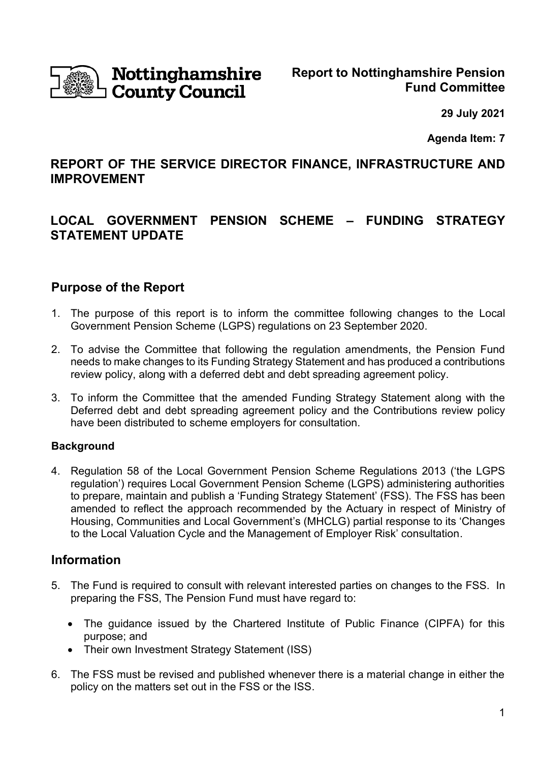Nottinghamshire County Council

**Report to Nottinghamshire Pension Fund Committee**

**29 July 2021**

**Agenda Item: 7**

# REPORT OF THE SERVICE DIRECTOR FINANCE, INFRASTRUCTURE AND IMPROVEMENT

# LOCAL GOVERNMENT PENSION SCHEME – FUNDING STRATEGY STATEMENT UPDATE

## Purpose of the Report

1. The purpose of this report is to inform the committee following changes to the Local Government Pension Scheme (LGPS) regulations on 23 September 2020.
2. To advise the Committee that following the regulation amendments, the Pension Fund needs to make changes to its Funding Strategy Statement and has produced a contributions review policy, along with a deferred debt and debt spreading agreement policy.
3. To inform the Committee that the amended Funding Strategy Statement along with the Deferred debt and debt spreading agreement policy and the Contributions review policy have been distributed to scheme employers for consultation.

### Background

4. Regulation 58 of the Local Government Pension Scheme Regulations 2013 ('the LGPS regulation') requires Local Government Pension Scheme (LGPS) administering authorities to prepare, maintain and publish a 'Funding Strategy Statement' (FSS). The FSS has been amended to reflect the approach recommended by the Actuary in respect of Ministry of Housing, Communities and Local Government's (MHCLG) partial response to its 'Changes to the Local Valuation Cycle and the Management of Employer Risk' consultation.

## Information

5. The Fund is required to consult with relevant interested parties on changes to the FSS. In preparing the FSS, The Pension Fund must have regard to:
   - The guidance issued by the Chartered Institute of Public Finance (CIPFA) for this purpose; and
   - Their own Investment Strategy Statement (ISS)
6. The FSS must be revised and published whenever there is a material change in either the policy on the matters set out in the FSS or the ISS.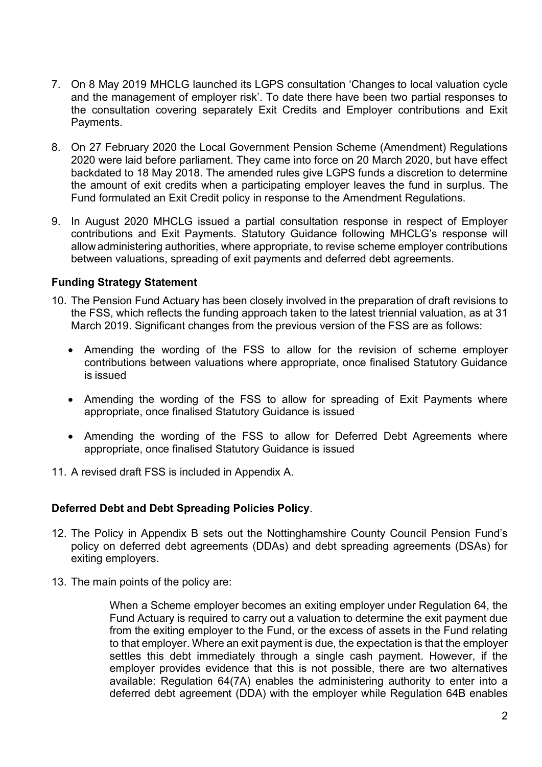7. On 8 May 2019 MHCLG launched its LGPS consultation 'Changes to local valuation cycle and the management of employer risk'. To date there have been two partial responses to the consultation covering separately Exit Credits and Employer contributions and Exit Payments.

8. On 27 February 2020 the Local Government Pension Scheme (Amendment) Regulations 2020 were laid before parliament. They came into force on 20 March 2020, but have effect backdated to 18 May 2018. The amended rules give LGPS funds a discretion to determine the amount of exit credits when a participating employer leaves the fund in surplus. The Fund formulated an Exit Credit policy in response to the Amendment Regulations.

9. In August 2020 MHCLG issued a partial consultation response in respect of Employer contributions and Exit Payments. Statutory Guidance following MHCLG's response will allow administering authorities, where appropriate, to revise scheme employer contributions between valuations, spreading of exit payments and deferred debt agreements.

**Funding Strategy Statement**

10. The Pension Fund Actuary has been closely involved in the preparation of draft revisions to the FSS, which reflects the funding approach taken to the latest triennial valuation, as at 31 March 2019. Significant changes from the previous version of the FSS are as follows:

    - Amending the wording of the FSS to allow for the revision of scheme employer contributions between valuations where appropriate, once finalised Statutory Guidance is issued
    - Amending the wording of the FSS to allow for spreading of Exit Payments where appropriate, once finalised Statutory Guidance is issued
    - Amending the wording of the FSS to allow for Deferred Debt Agreements where appropriate, once finalised Statutory Guidance is issued

11. A revised draft FSS is included in Appendix A.

**Deferred Debt and Debt Spreading Policies Policy**.

12. The Policy in Appendix B sets out the Nottinghamshire County Council Pension Fund's policy on deferred debt agreements (DDAs) and debt spreading agreements (DSAs) for exiting employers.

13. The main points of the policy are:

    When a Scheme employer becomes an exiting employer under Regulation 64, the Fund Actuary is required to carry out a valuation to determine the exit payment due from the exiting employer to the Fund, or the excess of assets in the Fund relating to that employer. Where an exit payment is due, the expectation is that the employer settles this debt immediately through a single cash payment. However, if the employer provides evidence that this is not possible, there are two alternatives available: Regulation 64(7A) enables the administering authority to enter into a deferred debt agreement (DDA) with the employer while Regulation 64B enables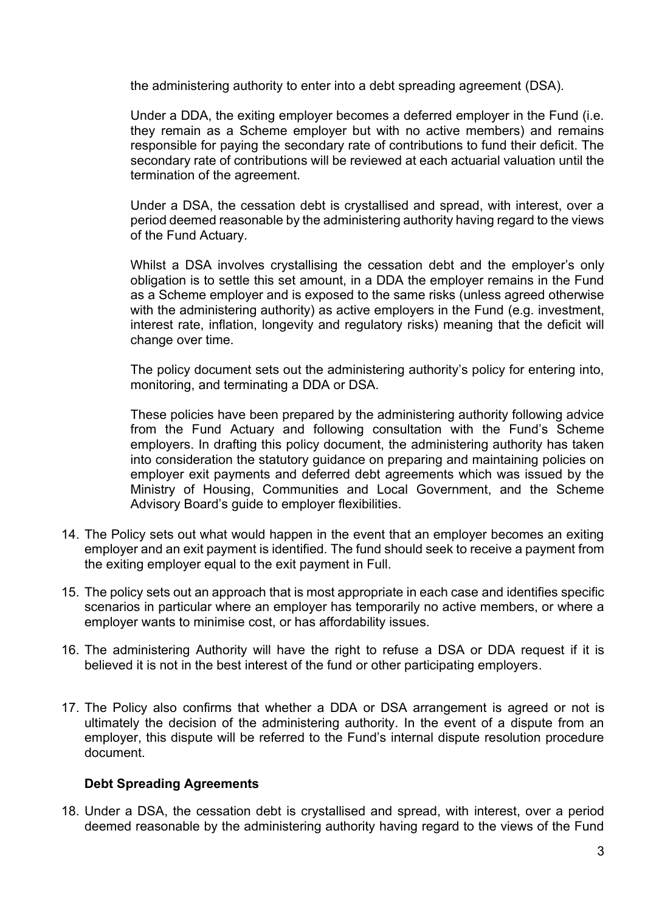the administering authority to enter into a debt spreading agreement (DSA).

Under a DDA, the exiting employer becomes a deferred employer in the Fund (i.e. they remain as a Scheme employer but with no active members) and remains responsible for paying the secondary rate of contributions to fund their deficit. The secondary rate of contributions will be reviewed at each actuarial valuation until the termination of the agreement.

Under a DSA, the cessation debt is crystallised and spread, with interest, over a period deemed reasonable by the administering authority having regard to the views of the Fund Actuary.

Whilst a DSA involves crystallising the cessation debt and the employer's only obligation is to settle this set amount, in a DDA the employer remains in the Fund as a Scheme employer and is exposed to the same risks (unless agreed otherwise with the administering authority) as active employers in the Fund (e.g. investment, interest rate, inflation, longevity and regulatory risks) meaning that the deficit will change over time.

The policy document sets out the administering authority's policy for entering into, monitoring, and terminating a DDA or DSA.

These policies have been prepared by the administering authority following advice from the Fund Actuary and following consultation with the Fund's Scheme employers. In drafting this policy document, the administering authority has taken into consideration the statutory guidance on preparing and maintaining policies on employer exit payments and deferred debt agreements which was issued by the Ministry of Housing, Communities and Local Government, and the Scheme Advisory Board's guide to employer flexibilities.

14. The Policy sets out what would happen in the event that an employer becomes an exiting employer and an exit payment is identified. The fund should seek to receive a payment from the exiting employer equal to the exit payment in Full.

15. The policy sets out an approach that is most appropriate in each case and identifies specific scenarios in particular where an employer has temporarily no active members, or where a employer wants to minimise cost, or has affordability issues.

16. The administering Authority will have the right to refuse a DSA or DDA request if it is believed it is not in the best interest of the fund or other participating employers.

17. The Policy also confirms that whether a DDA or DSA arrangement is agreed or not is ultimately the decision of the administering authority. In the event of a dispute from an employer, this dispute will be referred to the Fund's internal dispute resolution procedure document.

**Debt Spreading Agreements**

18. Under a DSA, the cessation debt is crystallised and spread, with interest, over a period deemed reasonable by the administering authority having regard to the views of the Fund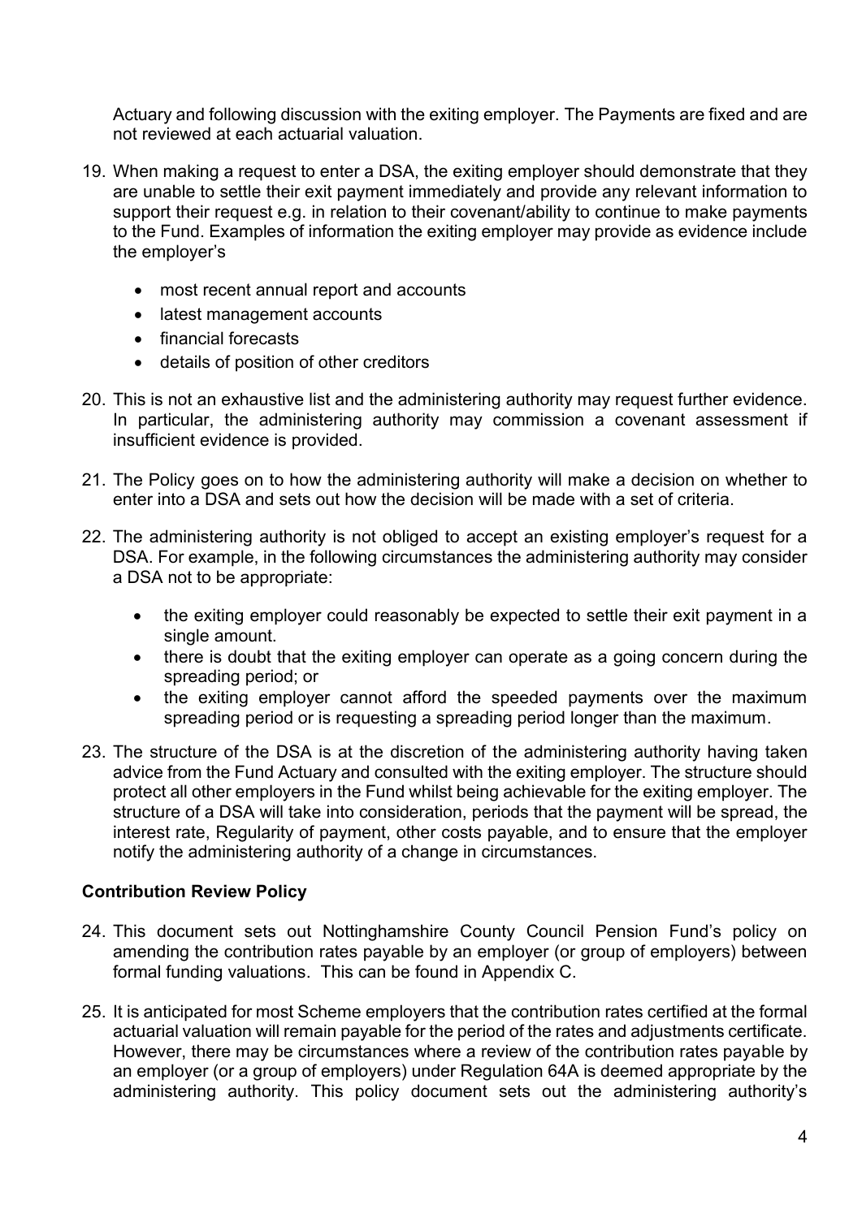Actuary and following discussion with the exiting employer. The Payments are fixed and are not reviewed at each actuarial valuation.

19. When making a request to enter a DSA, the exiting employer should demonstrate that they are unable to settle their exit payment immediately and provide any relevant information to support their request e.g. in relation to their covenant/ability to continue to make payments to the Fund. Examples of information the exiting employer may provide as evidence include the employer's

    - most recent annual report and accounts
    - latest management accounts
    - financial forecasts
    - details of position of other creditors

20. This is not an exhaustive list and the administering authority may request further evidence. In particular, the administering authority may commission a covenant assessment if insufficient evidence is provided.

21. The Policy goes on to how the administering authority will make a decision on whether to enter into a DSA and sets out how the decision will be made with a set of criteria.

22. The administering authority is not obliged to accept an existing employer's request for a DSA. For example, in the following circumstances the administering authority may consider a DSA not to be appropriate:

    - the exiting employer could reasonably be expected to settle their exit payment in a single amount.
    - there is doubt that the exiting employer can operate as a going concern during the spreading period; or
    - the exiting employer cannot afford the speeded payments over the maximum spreading period or is requesting a spreading period longer than the maximum.

23. The structure of the DSA is at the discretion of the administering authority having taken advice from the Fund Actuary and consulted with the exiting employer. The structure should protect all other employers in the Fund whilst being achievable for the exiting employer. The structure of a DSA will take into consideration, periods that the payment will be spread, the interest rate, Regularity of payment, other costs payable, and to ensure that the employer notify the administering authority of a change in circumstances.

**Contribution Review Policy**

24. This document sets out Nottinghamshire County Council Pension Fund's policy on amending the contribution rates payable by an employer (or group of employers) between formal funding valuations. This can be found in Appendix C.

25. It is anticipated for most Scheme employers that the contribution rates certified at the formal actuarial valuation will remain payable for the period of the rates and adjustments certificate. However, there may be circumstances where a review of the contribution rates payable by an employer (or a group of employers) under Regulation 64A is deemed appropriate by the administering authority. This policy document sets out the administering authority's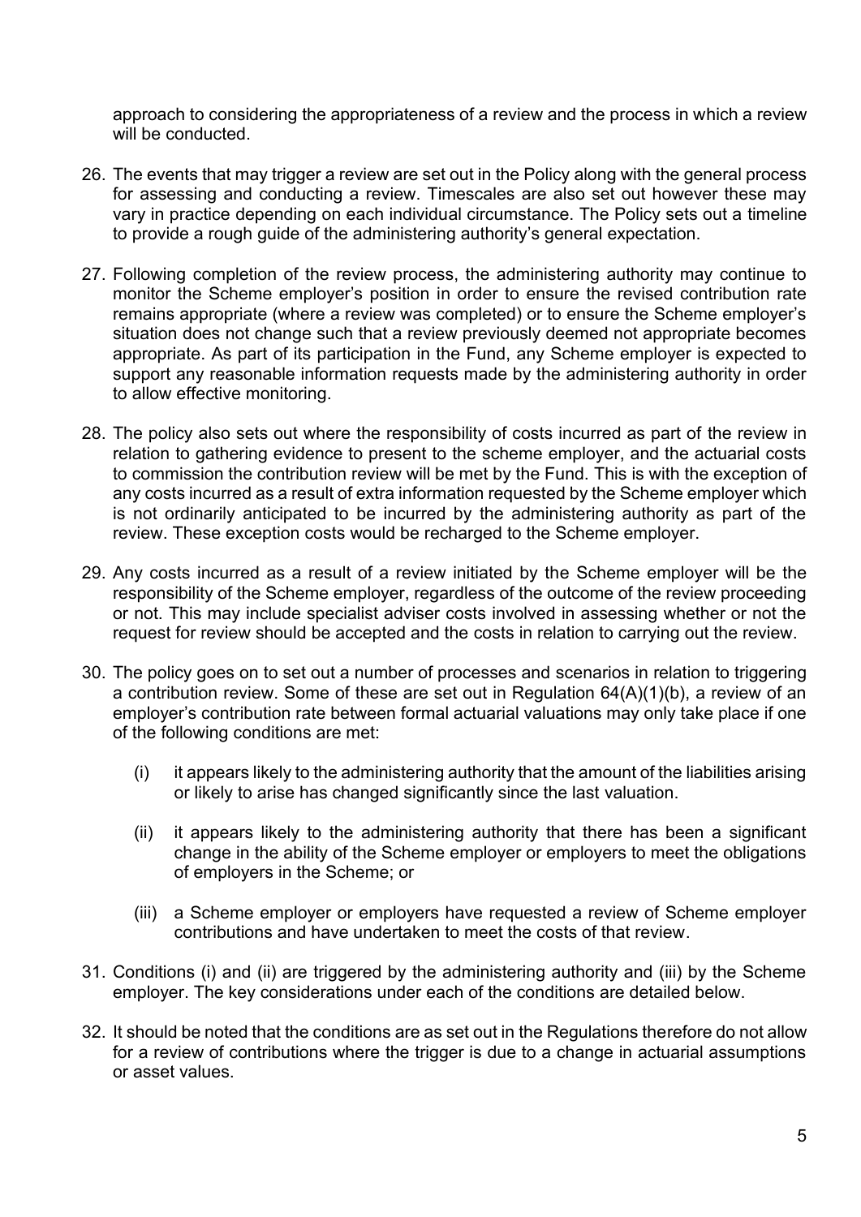approach to considering the appropriateness of a review and the process in which a review will be conducted.

26. The events that may trigger a review are set out in the Policy along with the general process for assessing and conducting a review. Timescales are also set out however these may vary in practice depending on each individual circumstance. The Policy sets out a timeline to provide a rough guide of the administering authority's general expectation.

27. Following completion of the review process, the administering authority may continue to monitor the Scheme employer's position in order to ensure the revised contribution rate remains appropriate (where a review was completed) or to ensure the Scheme employer's situation does not change such that a review previously deemed not appropriate becomes appropriate. As part of its participation in the Fund, any Scheme employer is expected to support any reasonable information requests made by the administering authority in order to allow effective monitoring.

28. The policy also sets out where the responsibility of costs incurred as part of the review in relation to gathering evidence to present to the scheme employer, and the actuarial costs to commission the contribution review will be met by the Fund. This is with the exception of any costs incurred as a result of extra information requested by the Scheme employer which is not ordinarily anticipated to be incurred by the administering authority as part of the review. These exception costs would be recharged to the Scheme employer.

29. Any costs incurred as a result of a review initiated by the Scheme employer will be the responsibility of the Scheme employer, regardless of the outcome of the review proceeding or not. This may include specialist adviser costs involved in assessing whether or not the request for review should be accepted and the costs in relation to carrying out the review.

30. The policy goes on to set out a number of processes and scenarios in relation to triggering a contribution review. Some of these are set out in Regulation 64(A)(1)(b), a review of an employer's contribution rate between formal actuarial valuations may only take place if one of the following conditions are met:

    (i) it appears likely to the administering authority that the amount of the liabilities arising or likely to arise has changed significantly since the last valuation.

    (ii) it appears likely to the administering authority that there has been a significant change in the ability of the Scheme employer or employers to meet the obligations of employers in the Scheme; or

    (iii) a Scheme employer or employers have requested a review of Scheme employer contributions and have undertaken to meet the costs of that review.

31. Conditions (i) and (ii) are triggered by the administering authority and (iii) by the Scheme employer. The key considerations under each of the conditions are detailed below.

32. It should be noted that the conditions are as set out in the Regulations therefore do not allow for a review of contributions where the trigger is due to a change in actuarial assumptions or asset values.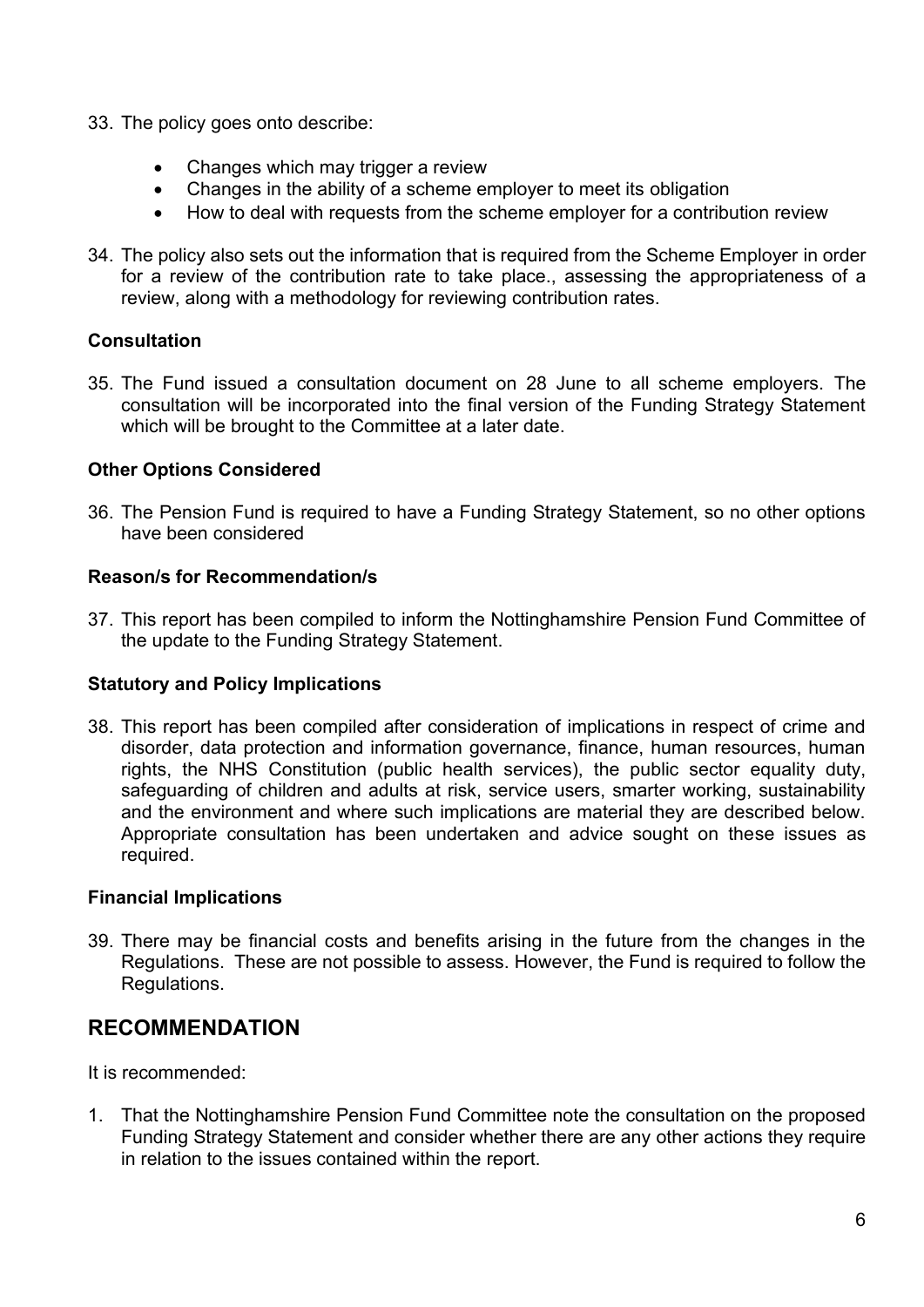33. The policy goes onto describe:

    - Changes which may trigger a review
    - Changes in the ability of a scheme employer to meet its obligation
    - How to deal with requests from the scheme employer for a contribution review

34. The policy also sets out the information that is required from the Scheme Employer in order for a review of the contribution rate to take place., assessing the appropriateness of a review, along with a methodology for reviewing contribution rates.

**Consultation**

35. The Fund issued a consultation document on 28 June to all scheme employers. The consultation will be incorporated into the final version of the Funding Strategy Statement which will be brought to the Committee at a later date.

**Other Options Considered**

36. The Pension Fund is required to have a Funding Strategy Statement, so no other options have been considered

**Reason/s for Recommendation/s**

37. This report has been compiled to inform the Nottinghamshire Pension Fund Committee of the update to the Funding Strategy Statement.

**Statutory and Policy Implications**

38. This report has been compiled after consideration of implications in respect of crime and disorder, data protection and information governance, finance, human resources, human rights, the NHS Constitution (public health services), the public sector equality duty, safeguarding of children and adults at risk, service users, smarter working, sustainability and the environment and where such implications are material they are described below. Appropriate consultation has been undertaken and advice sought on these issues as required.

**Financial Implications**

39. There may be financial costs and benefits arising in the future from the changes in the Regulations. These are not possible to assess. However, the Fund is required to follow the Regulations.

## RECOMMENDATION

It is recommended:

1. That the Nottinghamshire Pension Fund Committee note the consultation on the proposed Funding Strategy Statement and consider whether there are any other actions they require in relation to the issues contained within the report.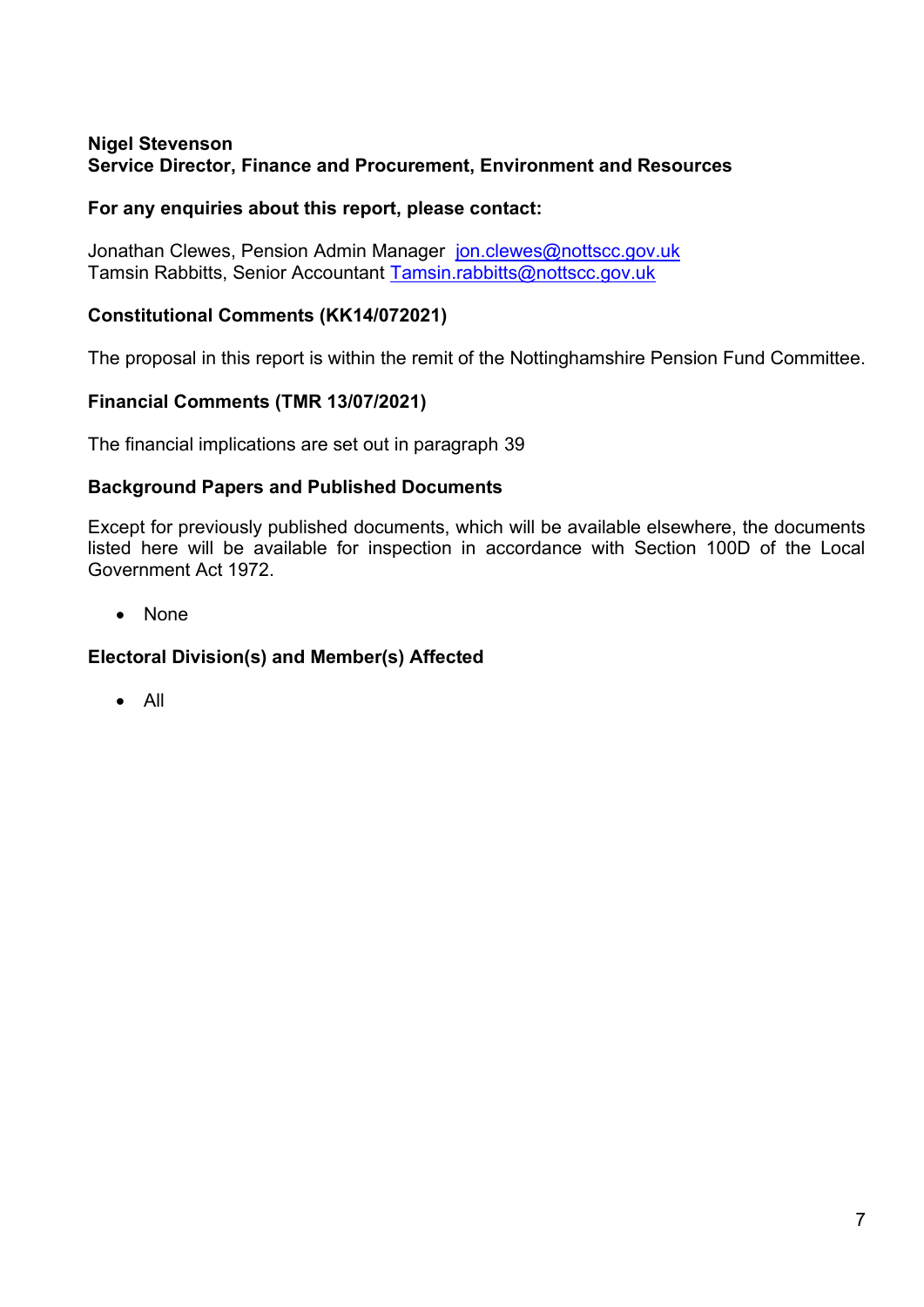**Nigel Stevenson**
**Service Director, Finance and Procurement, Environment and Resources**

**For any enquiries about this report, please contact:**

Jonathan Clewes, Pension Admin Manager jon.clewes@nottscc.gov.uk
Tamsin Rabbitts, Senior Accountant Tamsin.rabbitts@nottscc.gov.uk

**Constitutional Comments (KK14/072021)**

The proposal in this report is within the remit of the Nottinghamshire Pension Fund Committee.

**Financial Comments (TMR 13/07/2021)**

The financial implications are set out in paragraph 39

**Background Papers and Published Documents**

Except for previously published documents, which will be available elsewhere, the documents listed here will be available for inspection in accordance with Section 100D of the Local Government Act 1972.

- None

**Electoral Division(s) and Member(s) Affected**

- All